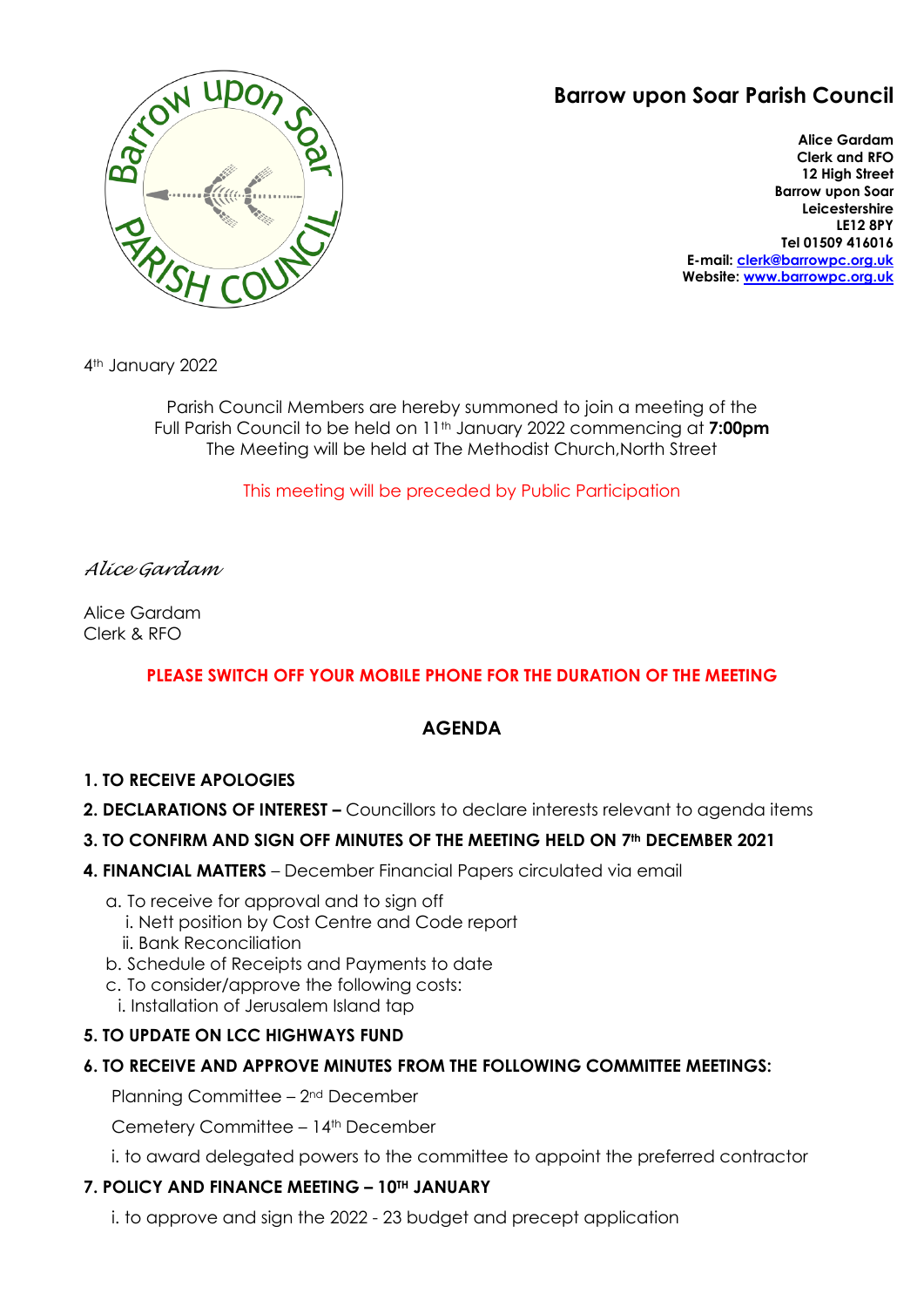# Barrow upon Soar Parish Council

**Alice Gardam**
**Clerk and RFO**
**12 High Street**
**Barrow upon Soar**
**Leicestershire**
**LE12 8PY**
**Tel 01509 416016**
**E-mail: clerk@barrowpc.org.uk**
**Website: www.barrowpc.org.uk**

4th January 2022

Parish Council Members are hereby summoned to join a meeting of the Full Parish Council to be held on 11th January 2022 commencing at **7:00pm**
The Meeting will be held at The Methodist Church,North Street

This meeting will be preceded by Public Participation

*Alice Gardam*

Alice Gardam
Clerk & RFO

**PLEASE SWITCH OFF YOUR MOBILE PHONE FOR THE DURATION OF THE MEETING**

## AGENDA

**1. TO RECEIVE APOLOGIES**

**2. DECLARATIONS OF INTEREST –** Councillors to declare interests relevant to agenda items

**3. TO CONFIRM AND SIGN OFF MINUTES OF THE MEETING HELD ON 7th DECEMBER 2021**

**4. FINANCIAL MATTERS** – December Financial Papers circulated via email

a. To receive for approval and to sign off
   i. Nett position by Cost Centre and Code report
   ii. Bank Reconciliation
b. Schedule of Receipts and Payments to date
c. To consider/approve the following costs:
   i. Installation of Jerusalem Island tap

**5. TO UPDATE ON LCC HIGHWAYS FUND**

**6. TO RECEIVE AND APPROVE MINUTES FROM THE FOLLOWING COMMITTEE MEETINGS:**

Planning Committee – 2nd December

Cemetery Committee – 14th December

i. to award delegated powers to the committee to appoint the preferred contractor

**7. POLICY AND FINANCE MEETING – 10TH JANUARY**

i. to approve and sign the 2022 - 23 budget and precept application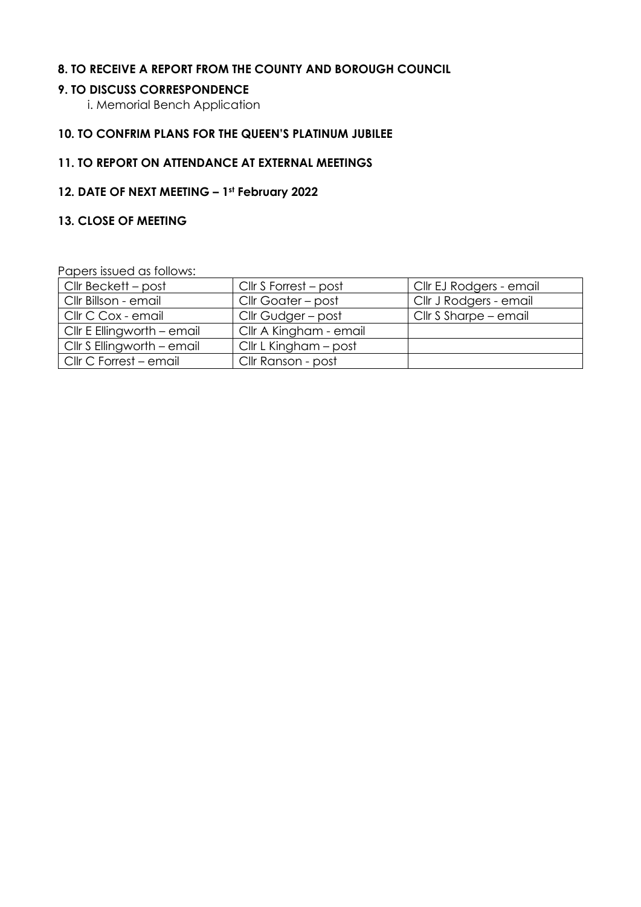**8. TO RECEIVE A REPORT FROM THE COUNTY AND BOROUGH COUNCIL**

**9. TO DISCUSS CORRESPONDENCE**

i. Memorial Bench Application

**10. TO CONFRIM PLANS FOR THE QUEEN'S PLATINUM JUBILEE**

**11. TO REPORT ON ATTENDANCE AT EXTERNAL MEETINGS**

**12. DATE OF NEXT MEETING – 1st February 2022**

**13. CLOSE OF MEETING**

Papers issued as follows:

| | | |
|---|---|---|
| Cllr Beckett – post | Cllr S Forrest – post | Cllr EJ Rodgers - email |
| Cllr Billson - email | Cllr Goater – post | Cllr J Rodgers - email |
| Cllr C Cox - email | Cllr Gudger – post | Cllr S Sharpe – email |
| Cllr E Ellingworth – email | Cllr A Kingham - email | |
| Cllr S Ellingworth – email | Cllr L Kingham – post | |
| Cllr C Forrest – email | Cllr Ranson - post | |